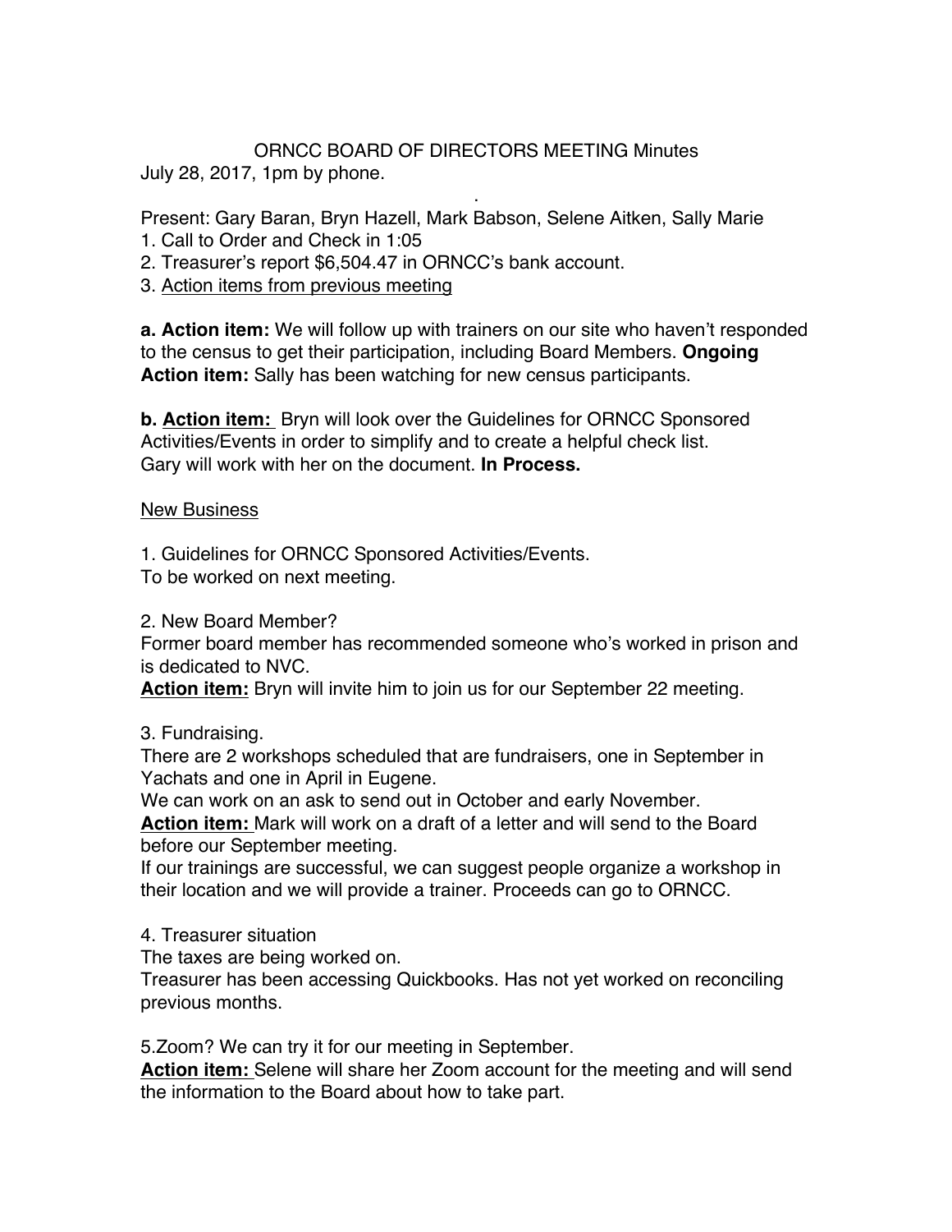# ORNCC BOARD OF DIRECTORS MEETING Minutes

July 28, 2017, 1pm by phone.

.

Present: Gary Baran, Bryn Hazell, Mark Babson, Selene Aitken, Sally Marie

1. Call to Order and Check in 1:05
2. Treasurer's report $6,504.47 in ORNCC's bank account.
3. <u>Action items from previous meeting</u>

**a. Action item:** We will follow up with trainers on our site who haven't responded to the census to get their participation, including Board Members. **Ongoing**
**Action item:** Sally has been watching for new census participants.

**b. <u>Action item:</u>** Bryn will look over the Guidelines for ORNCC Sponsored Activities/Events in order to simplify and to create a helpful check list.
Gary will work with her on the document. **In Process.**

<u>New Business</u>

1. Guidelines for ORNCC Sponsored Activities/Events.
To be worked on next meeting.

2. New Board Member?
Former board member has recommended someone who's worked in prison and is dedicated to NVC.
**<u>Action item:</u>** Bryn will invite him to join us for our September 22 meeting.

3. Fundraising.
There are 2 workshops scheduled that are fundraisers, one in September in Yachats and one in April in Eugene.
We can work on an ask to send out in October and early November.
**<u>Action item:</u>** Mark will work on a draft of a letter and will send to the Board before our September meeting.
If our trainings are successful, we can suggest people organize a workshop in their location and we will provide a trainer. Proceeds can go to ORNCC.

4. Treasurer situation
The taxes are being worked on.
Treasurer has been accessing Quickbooks. Has not yet worked on reconciling previous months.

5.Zoom? We can try it for our meeting in September.
**<u>Action item:</u>** Selene will share her Zoom account for the meeting and will send the information to the Board about how to take part.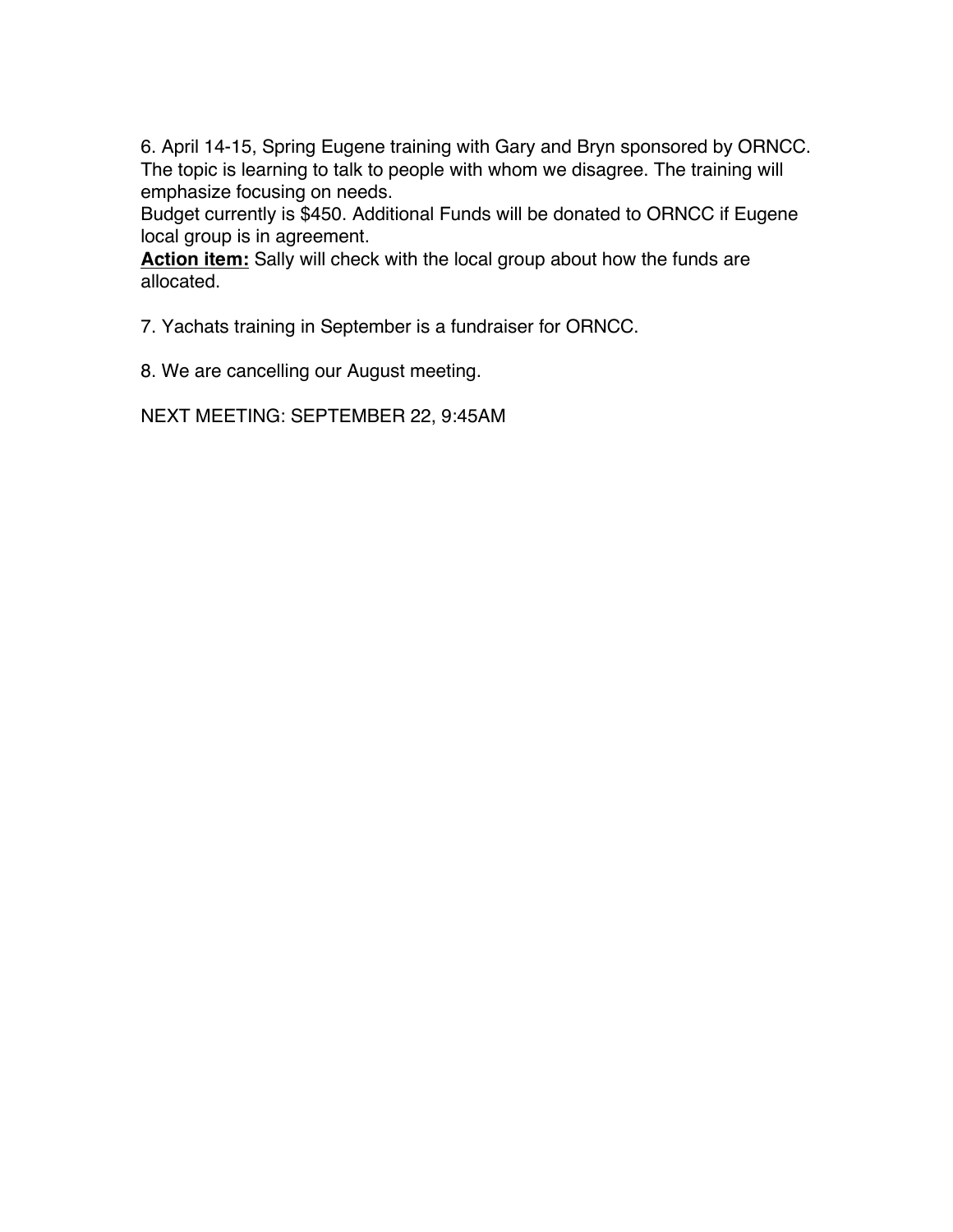6. April 14-15, Spring Eugene training with Gary and Bryn sponsored by ORNCC. The topic is learning to talk to people with whom we disagree. The training will emphasize focusing on needs.
Budget currently is $450. Additional Funds will be donated to ORNCC if Eugene local group is in agreement.
**Action item:** Sally will check with the local group about how the funds are allocated.

7. Yachats training in September is a fundraiser for ORNCC.

8. We are cancelling our August meeting.

NEXT MEETING: SEPTEMBER 22, 9:45AM